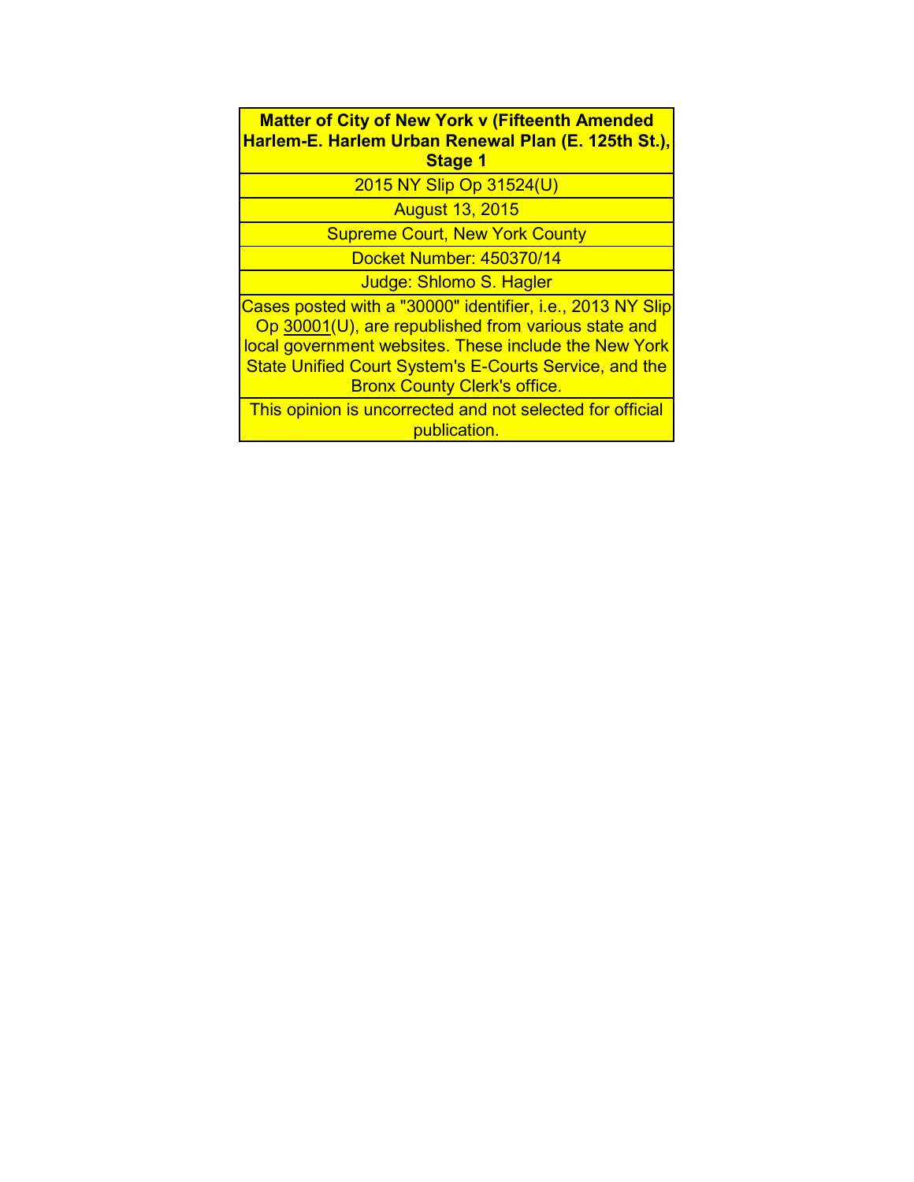**Matter of City of New York v (Fifteenth Amended Harlem-E. Harlem Urban Renewal Plan (E. 125th St.), Stage 1**

2015 NY Slip Op 31524(U)

August 13, 2015

Supreme Court, New York County

Docket Number: 450370/14

Judge: Shlomo S. Hagler

Cases posted with a "30000" identifier, i.e., 2013 NY Slip Op 30001(U), are republished from various state and local government websites. These include the New York State Unified Court System's E-Courts Service, and the Bronx County Clerk's office.

This opinion is uncorrected and not selected for official publication.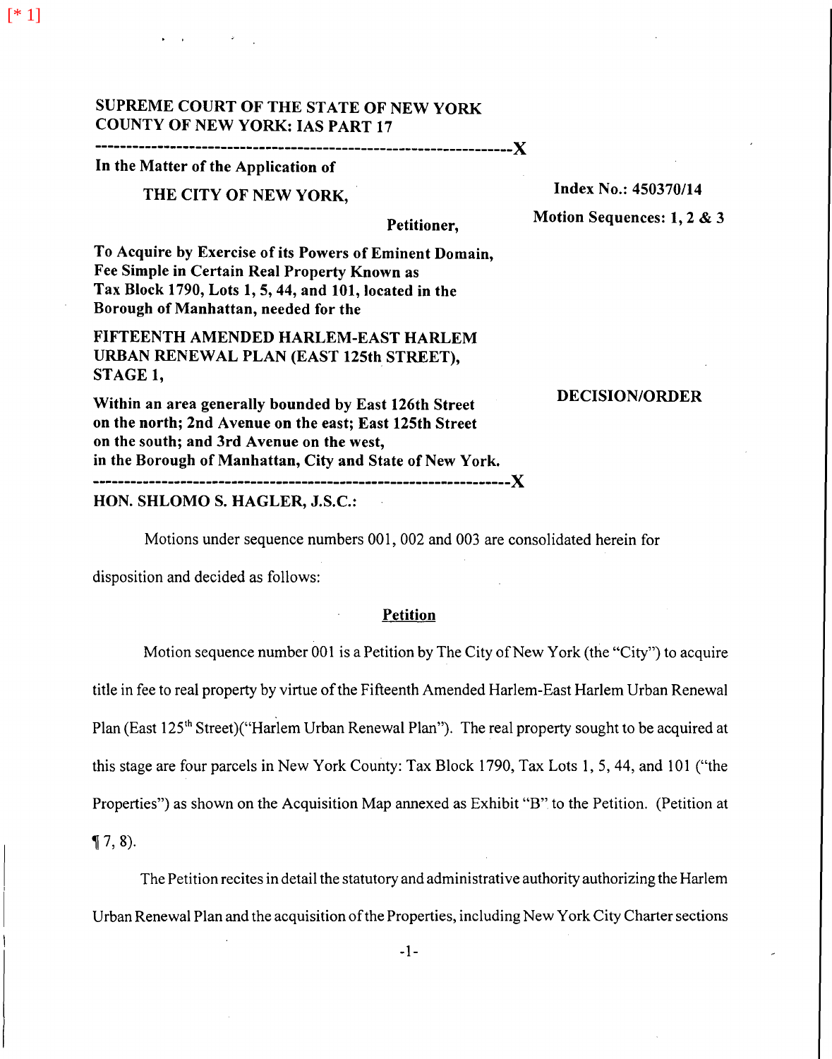SUPREME COURT OF THE STATE OF NEW YORK
COUNTY OF NEW YORK: IAS PART 17

---

In the Matter of the Application of

THE CITY OF NEW YORK,

Petitioner,

To Acquire by Exercise of its Powers of Eminent Domain, Fee Simple in Certain Real Property Known as Tax Block 1790, Lots 1, 5, 44, and 101, located in the Borough of Manhattan, needed for the

FIFTEENTH AMENDED HARLEM-EAST HARLEM URBAN RENEWAL PLAN (EAST 125th STREET), STAGE 1,

Within an area generally bounded by East 126th Street on the north; 2nd Avenue on the east; East 125th Street on the south; and 3rd Avenue on the west, in the Borough of Manhattan, City and State of New York.

Index No.: 450370/14

Motion Sequences: 1, 2 & 3

**DECISION/ORDER**

---

HON. SHLOMO S. HAGLER, J.S.C.:

Motions under sequence numbers 001, 002 and 003 are consolidated herein for disposition and decided as follows:

## Petition

Motion sequence number 001 is a Petition by The City of New York (the "City") to acquire title in fee to real property by virtue of the Fifteenth Amended Harlem-East Harlem Urban Renewal Plan (East 125th Street)("Harlem Urban Renewal Plan"). The real property sought to be acquired at this stage are four parcels in New York County: Tax Block 1790, Tax Lots 1, 5, 44, and 101 ("the Properties") as shown on the Acquisition Map annexed as Exhibit "B" to the Petition. (Petition at ¶ 7, 8).

The Petition recites in detail the statutory and administrative authority authorizing the Harlem Urban Renewal Plan and the acquisition of the Properties, including New York City Charter sections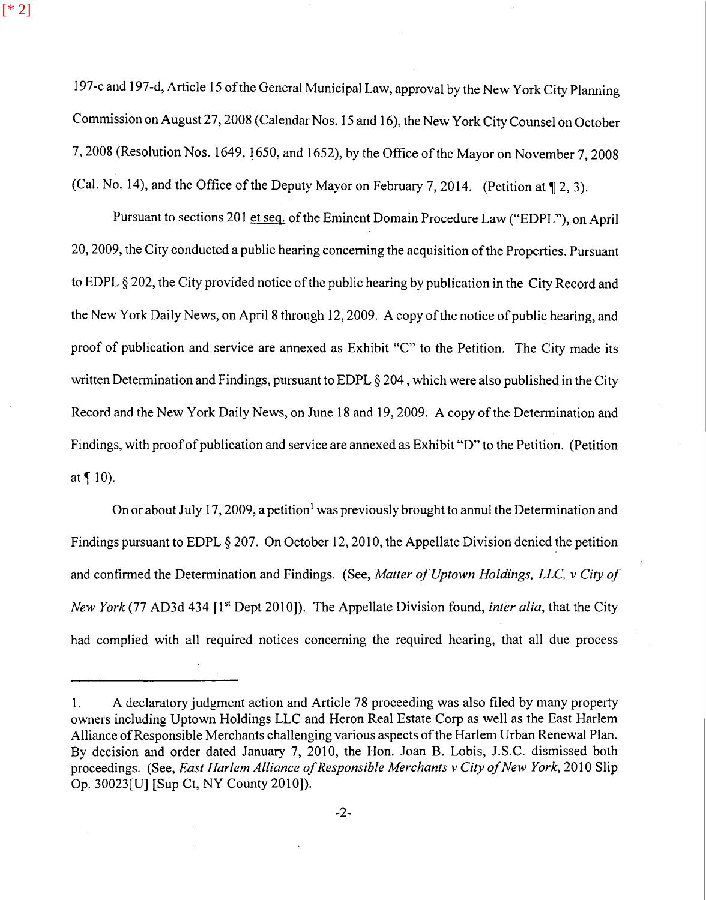197-c and 197-d, Article 15 of the General Municipal Law, approval by the New York City Planning Commission on August 27, 2008 (Calendar Nos. 15 and 16), the New York City Counsel on October 7, 2008 (Resolution Nos. 1649, 1650, and 1652), by the Office of the Mayor on November 7, 2008 (Cal. No. 14), and the Office of the Deputy Mayor on February 7, 2014. (Petition at ¶ 2, 3).

Pursuant to sections 201 et seq. of the Eminent Domain Procedure Law ("EDPL"), on April 20, 2009, the City conducted a public hearing concerning the acquisition of the Properties. Pursuant to EDPL § 202, the City provided notice of the public hearing by publication in the City Record and the New York Daily News, on April 8 through 12, 2009. A copy of the notice of public hearing, and proof of publication and service are annexed as Exhibit "C" to the Petition. The City made its written Determination and Findings, pursuant to EDPL § 204 , which were also published in the City Record and the New York Daily News, on June 18 and 19, 2009. A copy of the Determination and Findings, with proof of publication and service are annexed as Exhibit "D" to the Petition. (Petition at ¶ 10).

On or about July 17, 2009, a petition[1] was previously brought to annul the Determination and Findings pursuant to EDPL § 207. On October 12, 2010, the Appellate Division denied the petition and confirmed the Determination and Findings. (See, *Matter of Uptown Holdings, LLC, v City of New York* (77 AD3d 434 [1st Dept 2010]). The Appellate Division found, *inter alia*, that the City had complied with all required notices concerning the required hearing, that all due process

---

1. A declaratory judgment action and Article 78 proceeding was also filed by many property owners including Uptown Holdings LLC and Heron Real Estate Corp as well as the East Harlem Alliance of Responsible Merchants challenging various aspects of the Harlem Urban Renewal Plan. By decision and order dated January 7, 2010, the Hon. Joan B. Lobis, J.S.C. dismissed both proceedings. (See, *East Harlem Alliance of Responsible Merchants v City of New York*, 2010 Slip Op. 30023[U] [Sup Ct, NY County 2010]).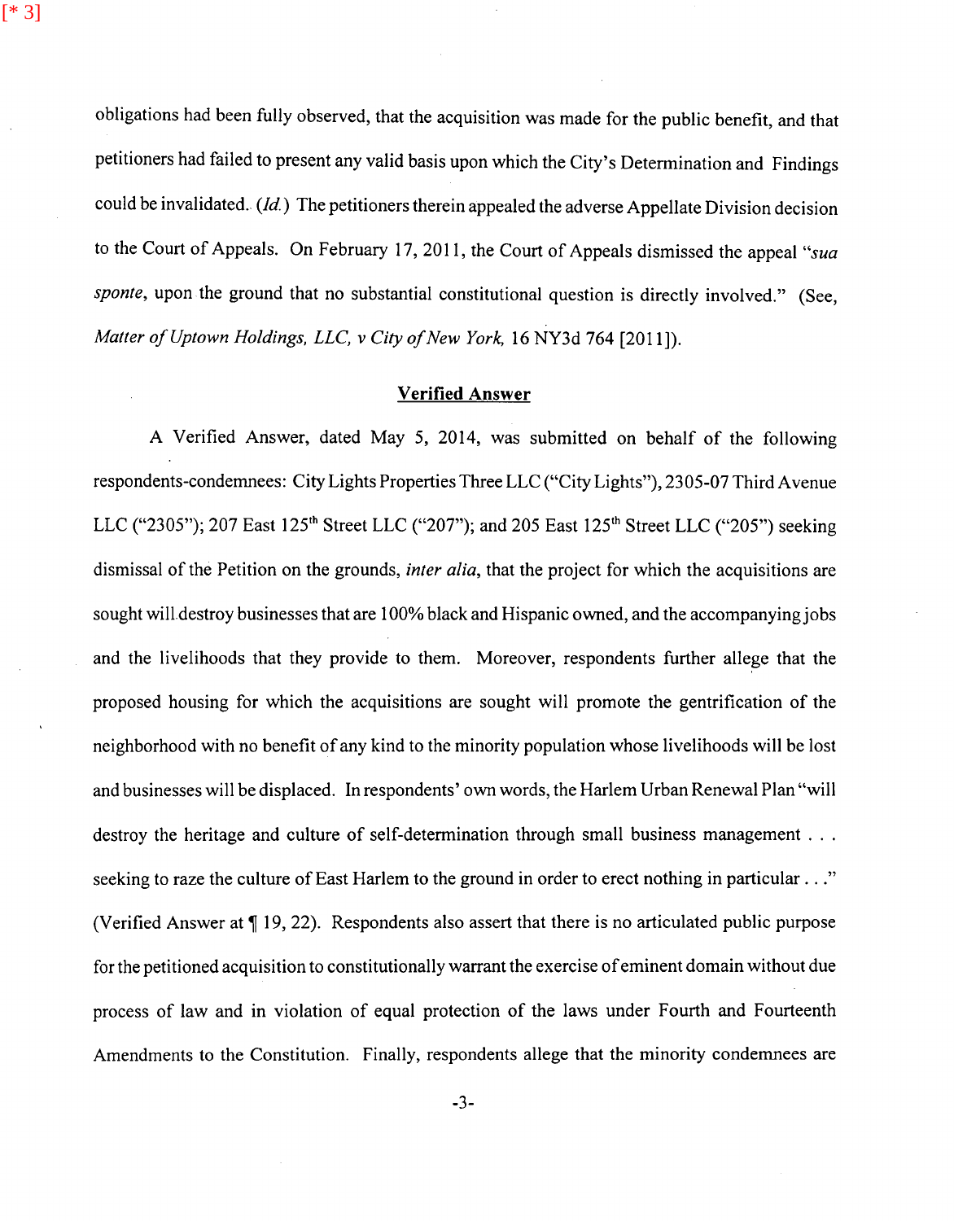obligations had been fully observed, that the acquisition was made for the public benefit, and that petitioners had failed to present any valid basis upon which the City's Determination and Findings could be invalidated. (*Id.*) The petitioners therein appealed the adverse Appellate Division decision to the Court of Appeals. On February 17, 2011, the Court of Appeals dismissed the appeal "*sua sponte*, upon the ground that no substantial constitutional question is directly involved." (See, *Matter of Uptown Holdings, LLC, v City of New York*, 16 NY3d 764 [2011]).

## Verified Answer

A Verified Answer, dated May 5, 2014, was submitted on behalf of the following respondents-condemnees: City Lights Properties Three LLC ("City Lights"), 2305-07 Third Avenue LLC ("2305"); 207 East 125th Street LLC ("207"); and 205 East 125th Street LLC ("205") seeking dismissal of the Petition on the grounds, *inter alia*, that the project for which the acquisitions are sought will destroy businesses that are 100% black and Hispanic owned, and the accompanying jobs and the livelihoods that they provide to them. Moreover, respondents further allege that the proposed housing for which the acquisitions are sought will promote the gentrification of the neighborhood with no benefit of any kind to the minority population whose livelihoods will be lost and businesses will be displaced. In respondents' own words, the Harlem Urban Renewal Plan "will destroy the heritage and culture of self-determination through small business management . . . seeking to raze the culture of East Harlem to the ground in order to erect nothing in particular . . ." (Verified Answer at ¶ 19, 22). Respondents also assert that there is no articulated public purpose for the petitioned acquisition to constitutionally warrant the exercise of eminent domain without due process of law and in violation of equal protection of the laws under Fourth and Fourteenth Amendments to the Constitution. Finally, respondents allege that the minority condemnees are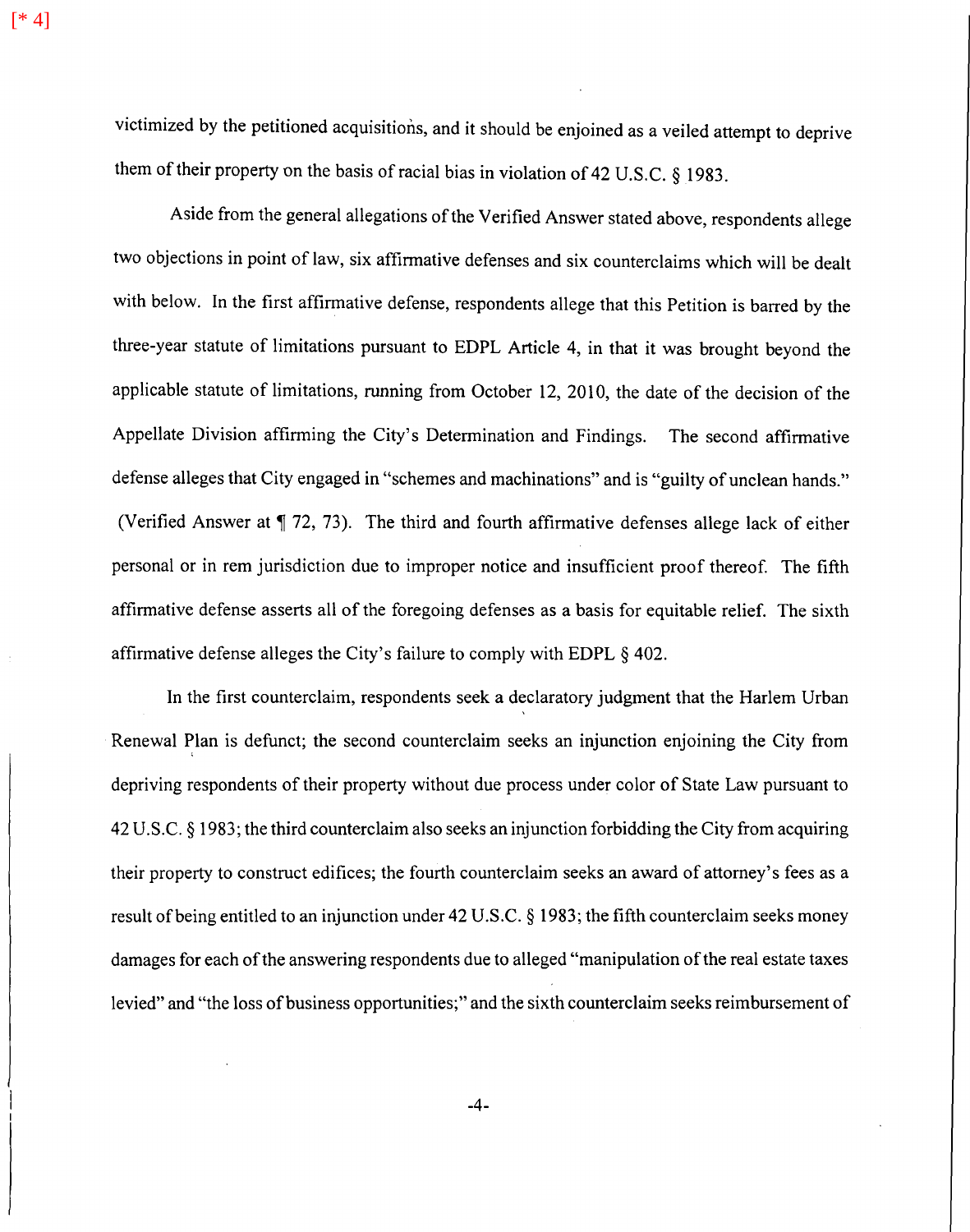victimized by the petitioned acquisitions, and it should be enjoined as a veiled attempt to deprive them of their property on the basis of racial bias in violation of 42 U.S.C. § 1983.

Aside from the general allegations of the Verified Answer stated above, respondents allege two objections in point of law, six affirmative defenses and six counterclaims which will be dealt with below. In the first affirmative defense, respondents allege that this Petition is barred by the three-year statute of limitations pursuant to EDPL Article 4, in that it was brought beyond the applicable statute of limitations, running from October 12, 2010, the date of the decision of the Appellate Division affirming the City's Determination and Findings. The second affirmative defense alleges that City engaged in "schemes and machinations" and is "guilty of unclean hands." (Verified Answer at ¶ 72, 73). The third and fourth affirmative defenses allege lack of either personal or in rem jurisdiction due to improper notice and insufficient proof thereof. The fifth affirmative defense asserts all of the foregoing defenses as a basis for equitable relief. The sixth affirmative defense alleges the City's failure to comply with EDPL § 402.

In the first counterclaim, respondents seek a declaratory judgment that the Harlem Urban Renewal Plan is defunct; the second counterclaim seeks an injunction enjoining the City from depriving respondents of their property without due process under color of State Law pursuant to 42 U.S.C. § 1983; the third counterclaim also seeks an injunction forbidding the City from acquiring their property to construct edifices; the fourth counterclaim seeks an award of attorney's fees as a result of being entitled to an injunction under 42 U.S.C. § 1983; the fifth counterclaim seeks money damages for each of the answering respondents due to alleged "manipulation of the real estate taxes levied" and "the loss of business opportunities;" and the sixth counterclaim seeks reimbursement of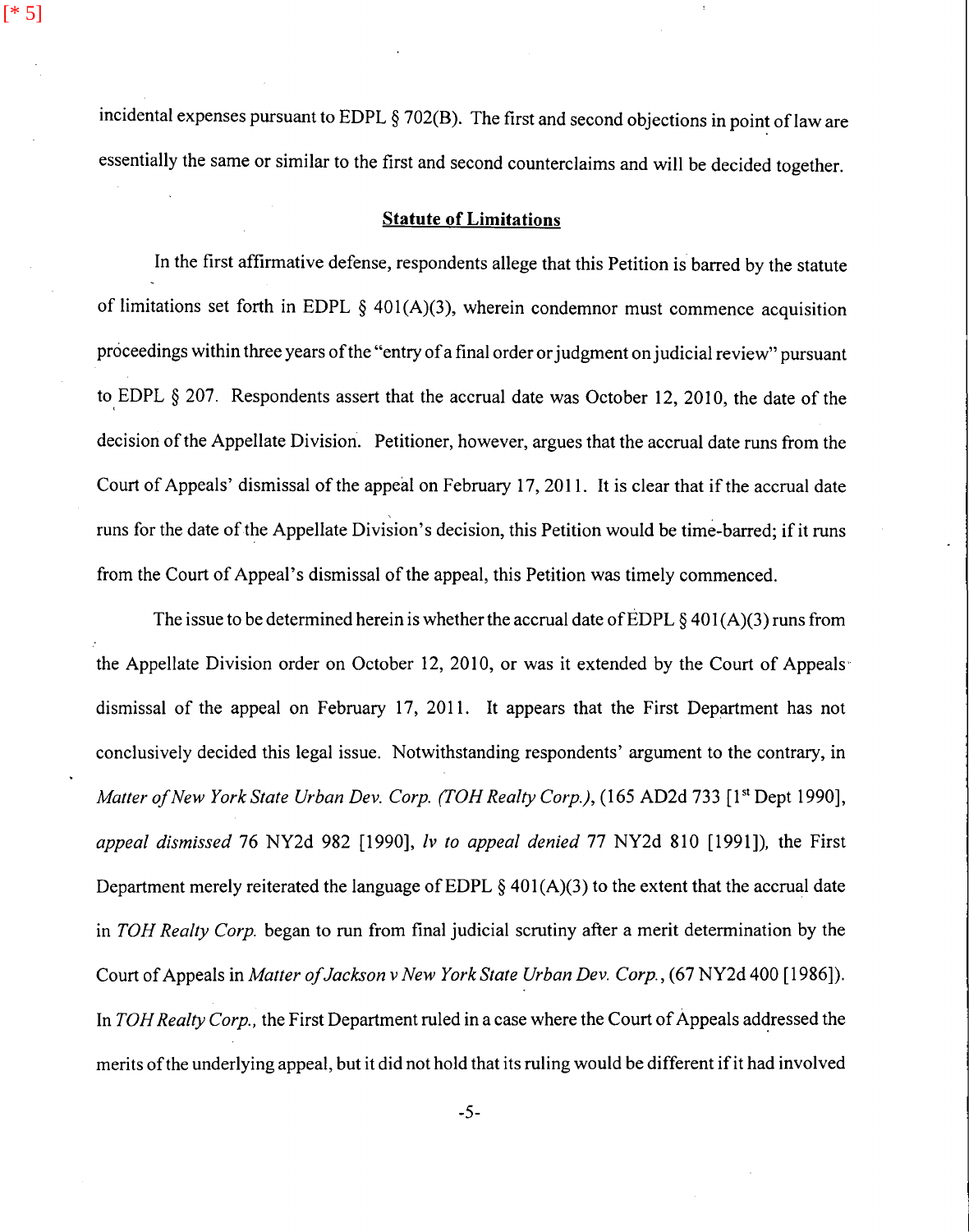incidental expenses pursuant to EDPL § 702(B). The first and second objections in point of law are essentially the same or similar to the first and second counterclaims and will be decided together.

## Statute of Limitations

In the first affirmative defense, respondents allege that this Petition is barred by the statute of limitations set forth in EDPL § 401(A)(3), wherein condemnor must commence acquisition proceedings within three years of the "entry of a final order or judgment on judicial review" pursuant to EDPL § 207. Respondents assert that the accrual date was October 12, 2010, the date of the decision of the Appellate Division. Petitioner, however, argues that the accrual date runs from the Court of Appeals' dismissal of the appeal on February 17, 2011. It is clear that if the accrual date runs for the date of the Appellate Division's decision, this Petition would be time-barred; if it runs from the Court of Appeal's dismissal of the appeal, this Petition was timely commenced.

The issue to be determined herein is whether the accrual date of EDPL § 401(A)(3) runs from the Appellate Division order on October 12, 2010, or was it extended by the Court of Appeals dismissal of the appeal on February 17, 2011. It appears that the First Department has not conclusively decided this legal issue. Notwithstanding respondents' argument to the contrary, in *Matter of New York State Urban Dev. Corp. (TOH Realty Corp.)*, (165 AD2d 733 [1st Dept 1990], *appeal dismissed* 76 NY2d 982 [1990], *lv to appeal denied* 77 NY2d 810 [1991]), the First Department merely reiterated the language of EDPL § 401(A)(3) to the extent that the accrual date in *TOH Realty Corp.* began to run from final judicial scrutiny after a merit determination by the Court of Appeals in *Matter of Jackson v New York State Urban Dev. Corp.*, (67 NY2d 400 [1986]). In *TOH Realty Corp.*, the First Department ruled in a case where the Court of Appeals addressed the merits of the underlying appeal, but it did not hold that its ruling would be different if it had involved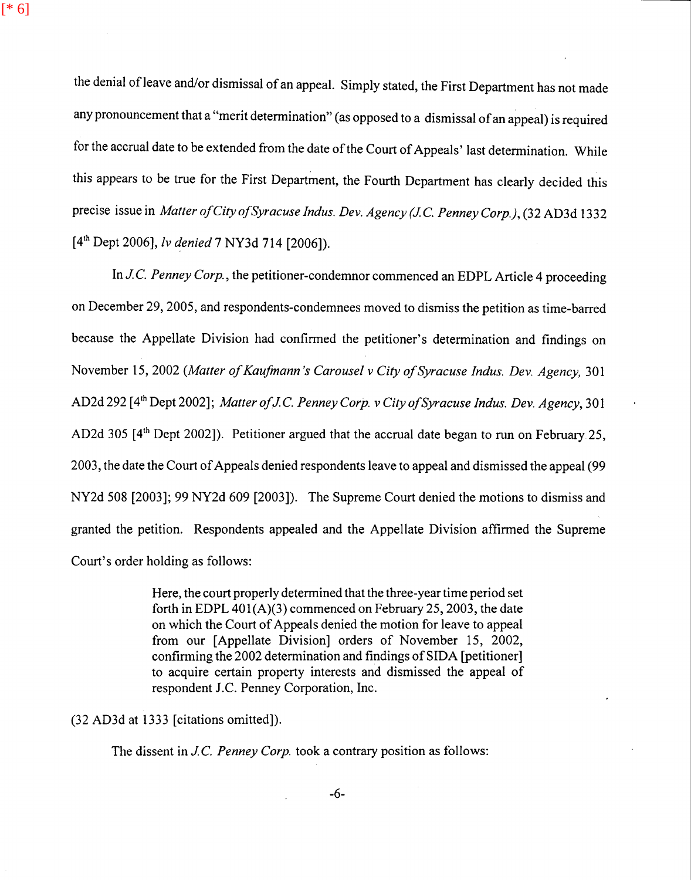the denial of leave and/or dismissal of an appeal. Simply stated, the First Department has not made any pronouncement that a "merit determination" (as opposed to a dismissal of an appeal) is required for the accrual date to be extended from the date of the Court of Appeals' last determination. While this appears to be true for the First Department, the Fourth Department has clearly decided this precise issue in *Matter of City of Syracuse Indus. Dev. Agency (J.C. Penney Corp.)*, (32 AD3d 1332 [4th Dept 2006], *lv denied* 7 NY3d 714 [2006]).

In *J.C. Penney Corp.*, the petitioner-condemnor commenced an EDPL Article 4 proceeding on December 29, 2005, and respondents-condemnees moved to dismiss the petition as time-barred because the Appellate Division had confirmed the petitioner's determination and findings on November 15, 2002 (*Matter of Kaufmann's Carousel v City of Syracuse Indus. Dev. Agency*, 301 AD2d 292 [4th Dept 2002]; *Matter of J.C. Penney Corp. v City of Syracuse Indus. Dev. Agency*, 301 AD2d 305 [4th Dept 2002]). Petitioner argued that the accrual date began to run on February 25, 2003, the date the Court of Appeals denied respondents leave to appeal and dismissed the appeal (99 NY2d 508 [2003]; 99 NY2d 609 [2003]). The Supreme Court denied the motions to dismiss and granted the petition. Respondents appealed and the Appellate Division affirmed the Supreme Court's order holding as follows:

> Here, the court properly determined that the three-year time period set forth in EDPL 401(A)(3) commenced on February 25, 2003, the date on which the Court of Appeals denied the motion for leave to appeal from our [Appellate Division] orders of November 15, 2002, confirming the 2002 determination and findings of SIDA [petitioner] to acquire certain property interests and dismissed the appeal of respondent J.C. Penney Corporation, Inc.

(32 AD3d at 1333 [citations omitted]).

The dissent in *J.C. Penney Corp.* took a contrary position as follows: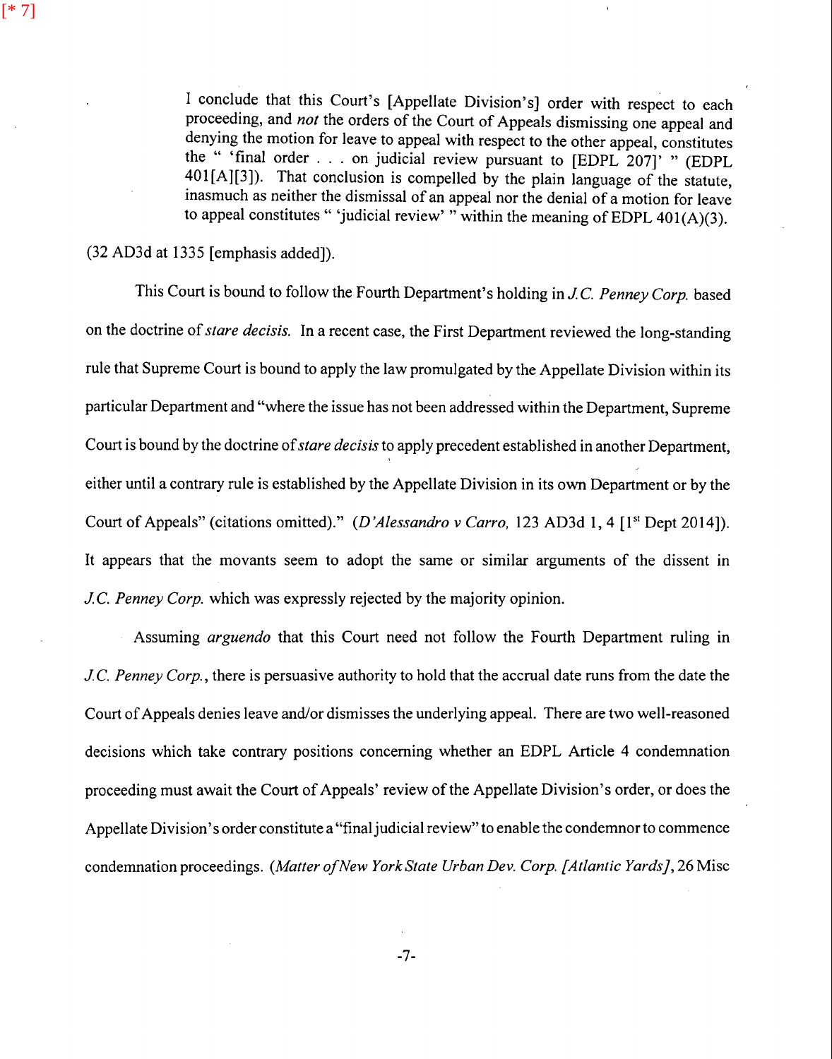> I conclude that this Court's [Appellate Division's] order with respect to each proceeding, and *not* the orders of the Court of Appeals dismissing one appeal and denying the motion for leave to appeal with respect to the other appeal, constitutes the " 'final order . . . on judicial review pursuant to [EDPL 207]' " (EDPL 401[A][3]). That conclusion is compelled by the plain language of the statute, inasmuch as neither the dismissal of an appeal nor the denial of a motion for leave to appeal constitutes " 'judicial review' " within the meaning of EDPL 401(A)(3).

(32 AD3d at 1335 [emphasis added]).

This Court is bound to follow the Fourth Department's holding in *J.C. Penney Corp.* based on the doctrine of *stare decisis.* In a recent case, the First Department reviewed the long-standing rule that Supreme Court is bound to apply the law promulgated by the Appellate Division within its particular Department and "where the issue has not been addressed within the Department, Supreme Court is bound by the doctrine of *stare decisis* to apply precedent established in another Department, either until a contrary rule is established by the Appellate Division in its own Department or by the Court of Appeals" (citations omitted)." (*D'Alessandro v Carro,* 123 AD3d 1, 4 [1st Dept 2014]). It appears that the movants seem to adopt the same or similar arguments of the dissent in *J.C. Penney Corp.* which was expressly rejected by the majority opinion.

Assuming *arguendo* that this Court need not follow the Fourth Department ruling in *J.C. Penney Corp.*, there is persuasive authority to hold that the accrual date runs from the date the Court of Appeals denies leave and/or dismisses the underlying appeal. There are two well-reasoned decisions which take contrary positions concerning whether an EDPL Article 4 condemnation proceeding must await the Court of Appeals' review of the Appellate Division's order, or does the Appellate Division's order constitute a "final judicial review" to enable the condemnor to commence condemnation proceedings. (*Matter of New York State Urban Dev. Corp. [Atlantic Yards]*, 26 Misc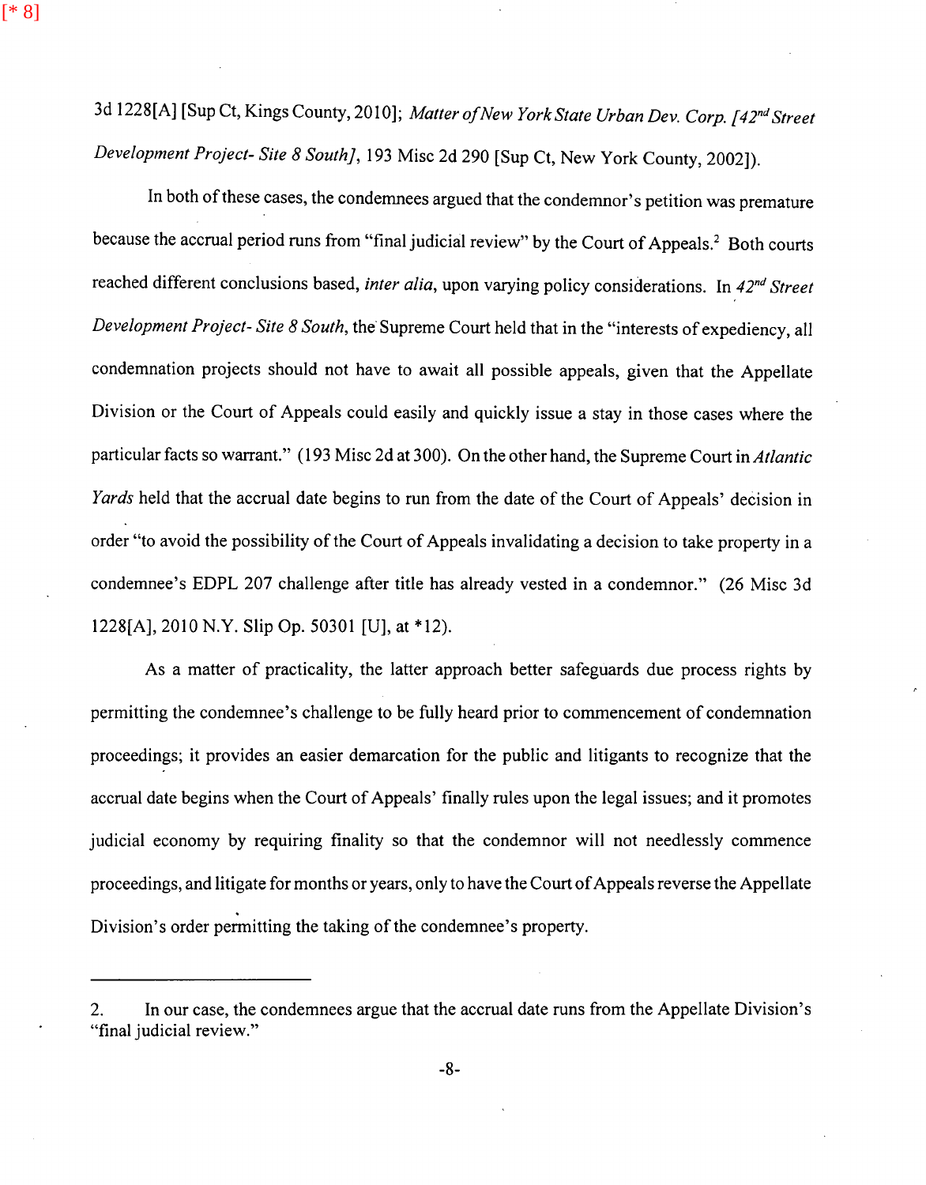3d 1228[A] [Sup Ct, Kings County, 2010]; *Matter of New York State Urban Dev. Corp. [42nd Street Development Project- Site 8 South]*, 193 Misc 2d 290 [Sup Ct, New York County, 2002]).

In both of these cases, the condemnees argued that the condemnor's petition was premature because the accrual period runs from "final judicial review" by the Court of Appeals.[2] Both courts reached different conclusions based, *inter alia*, upon varying policy considerations. In *42nd Street Development Project- Site 8 South*, the Supreme Court held that in the "interests of expediency, all condemnation projects should not have to await all possible appeals, given that the Appellate Division or the Court of Appeals could easily and quickly issue a stay in those cases where the particular facts so warrant." (193 Misc 2d at 300). On the other hand, the Supreme Court in *Atlantic Yards* held that the accrual date begins to run from the date of the Court of Appeals' decision in order "to avoid the possibility of the Court of Appeals invalidating a decision to take property in a condemnee's EDPL 207 challenge after title has already vested in a condemnor." (26 Misc 3d 1228[A], 2010 N.Y. Slip Op. 50301 [U], at *12).

As a matter of practicality, the latter approach better safeguards due process rights by permitting the condemnee's challenge to be fully heard prior to commencement of condemnation proceedings; it provides an easier demarcation for the public and litigants to recognize that the accrual date begins when the Court of Appeals' finally rules upon the legal issues; and it promotes judicial economy by requiring finality so that the condemnor will not needlessly commence proceedings, and litigate for months or years, only to have the Court of Appeals reverse the Appellate Division's order permitting the taking of the condemnee's property.

---

2. In our case, the condemnees argue that the accrual date runs from the Appellate Division's "final judicial review."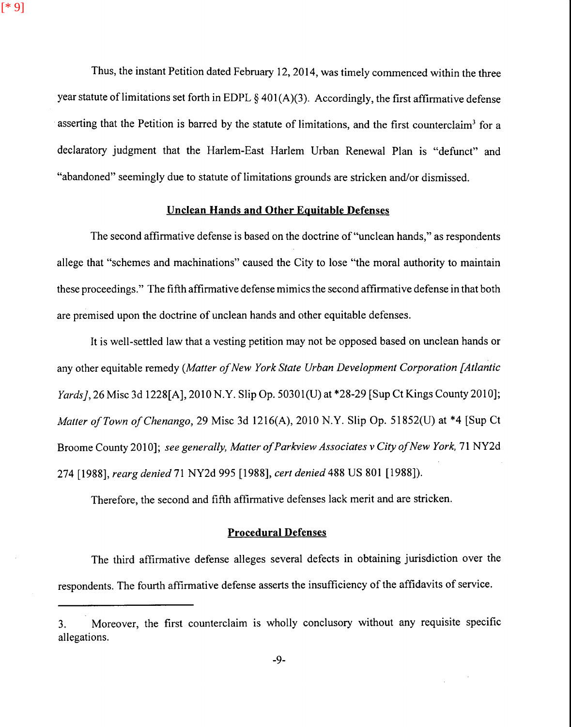Thus, the instant Petition dated February 12, 2014, was timely commenced within the three year statute of limitations set forth in EDPL § 401(A)(3). Accordingly, the first affirmative defense asserting that the Petition is barred by the statute of limitations, and the first counterclaim[3] for a declaratory judgment that the Harlem-East Harlem Urban Renewal Plan is "defunct" and "abandoned" seemingly due to statute of limitations grounds are stricken and/or dismissed.

**Unclean Hands and Other Equitable Defenses**

The second affirmative defense is based on the doctrine of "unclean hands," as respondents allege that "schemes and machinations" caused the City to lose "the moral authority to maintain these proceedings." The fifth affirmative defense mimics the second affirmative defense in that both are premised upon the doctrine of unclean hands and other equitable defenses.

It is well-settled law that a vesting petition may not be opposed based on unclean hands or any other equitable remedy (*Matter of New York State Urban Development Corporation [Atlantic Yards]*, 26 Misc 3d 1228[A], 2010 N.Y. Slip Op. 50301(U) at *28-29 [Sup Ct Kings County 2010]; *Matter of Town of Chenango*, 29 Misc 3d 1216(A), 2010 N.Y. Slip Op. 51852(U) at *4 [Sup Ct Broome County 2010]; *see generally, Matter of Parkview Associates v City of New York*, 71 NY2d 274 [1988], *rearg denied* 71 NY2d 995 [1988], *cert denied* 488 US 801 [1988]).

Therefore, the second and fifth affirmative defenses lack merit and are stricken.

**Procedural Defenses**

The third affirmative defense alleges several defects in obtaining jurisdiction over the respondents. The fourth affirmative defense asserts the insufficiency of the affidavits of service.

---

3. Moreover, the first counterclaim is wholly conclusory without any requisite specific allegations.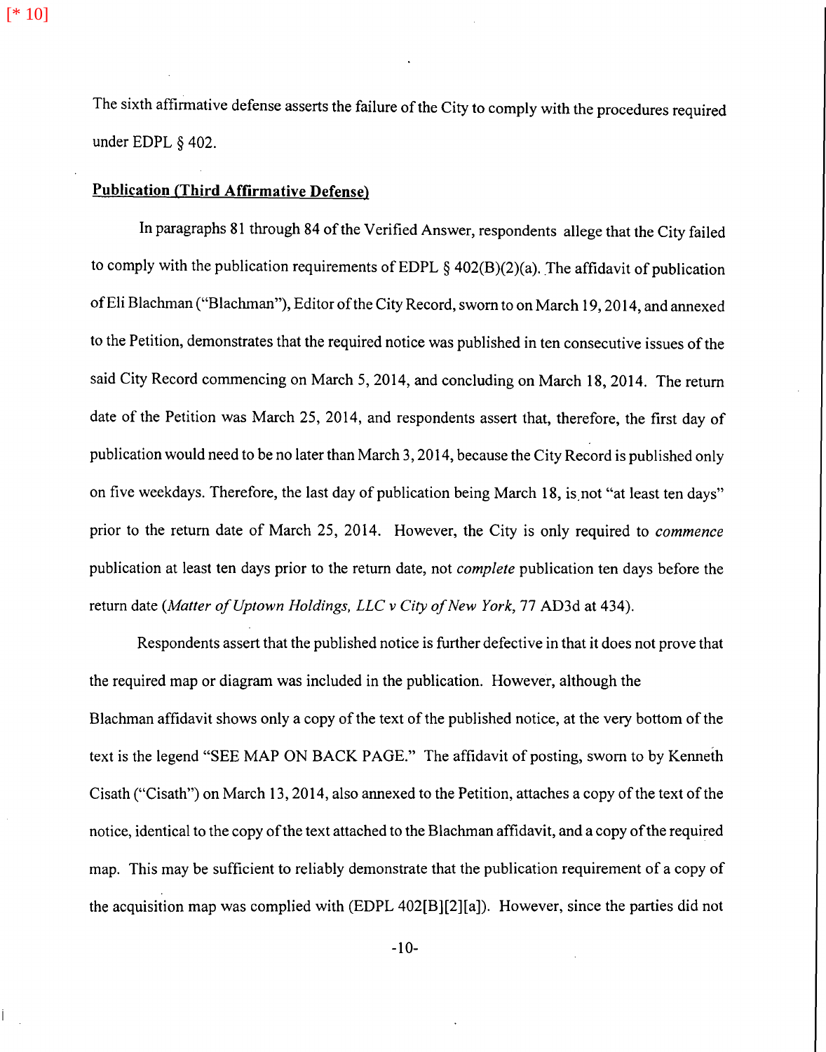The sixth affirmative defense asserts the failure of the City to comply with the procedures required under EDPL § 402.

**Publication (Third Affirmative Defense)**

In paragraphs 81 through 84 of the Verified Answer, respondents allege that the City failed to comply with the publication requirements of EDPL § 402(B)(2)(a). The affidavit of publication of Eli Blachman ("Blachman"), Editor of the City Record, sworn to on March 19, 2014, and annexed to the Petition, demonstrates that the required notice was published in ten consecutive issues of the said City Record commencing on March 5, 2014, and concluding on March 18, 2014. The return date of the Petition was March 25, 2014, and respondents assert that, therefore, the first day of publication would need to be no later than March 3, 2014, because the City Record is published only on five weekdays. Therefore, the last day of publication being March 18, is not "at least ten days" prior to the return date of March 25, 2014. However, the City is only required to *commence* publication at least ten days prior to the return date, not *complete* publication ten days before the return date (*Matter of Uptown Holdings, LLC v City of New York*, 77 AD3d at 434).

Respondents assert that the published notice is further defective in that it does not prove that the required map or diagram was included in the publication. However, although the Blachman affidavit shows only a copy of the text of the published notice, at the very bottom of the text is the legend "SEE MAP ON BACK PAGE." The affidavit of posting, sworn to by Kenneth Cisath ("Cisath") on March 13, 2014, also annexed to the Petition, attaches a copy of the text of the notice, identical to the copy of the text attached to the Blachman affidavit, and a copy of the required map. This may be sufficient to reliably demonstrate that the publication requirement of a copy of the acquisition map was complied with (EDPL 402[B][2][a]). However, since the parties did not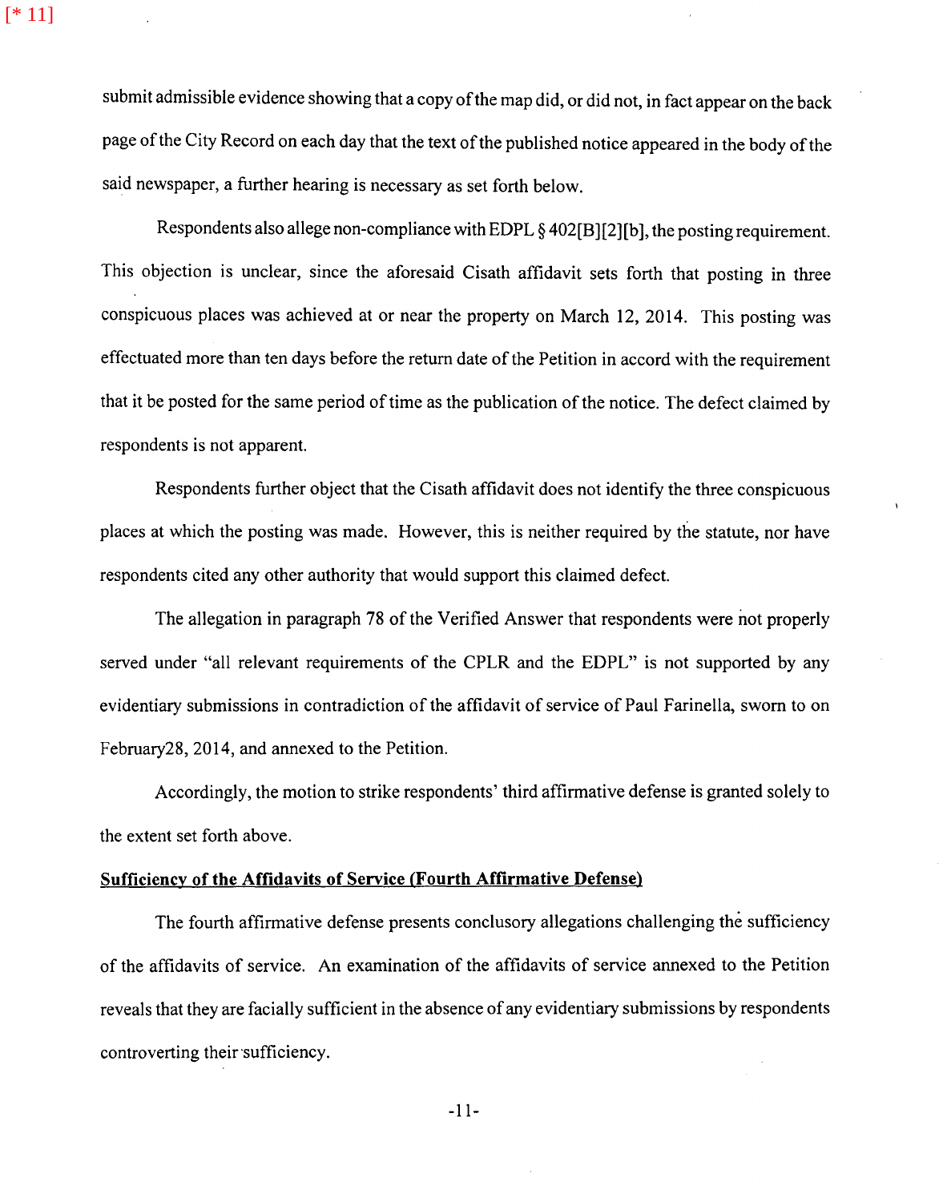submit admissible evidence showing that a copy of the map did, or did not, in fact appear on the back page of the City Record on each day that the text of the published notice appeared in the body of the said newspaper, a further hearing is necessary as set forth below.

Respondents also allege non-compliance with EDPL § 402[B][2][b], the posting requirement. This objection is unclear, since the aforesaid Cisath affidavit sets forth that posting in three conspicuous places was achieved at or near the property on March 12, 2014. This posting was effectuated more than ten days before the return date of the Petition in accord with the requirement that it be posted for the same period of time as the publication of the notice. The defect claimed by respondents is not apparent.

Respondents further object that the Cisath affidavit does not identify the three conspicuous places at which the posting was made. However, this is neither required by the statute, nor have respondents cited any other authority that would support this claimed defect.

The allegation in paragraph 78 of the Verified Answer that respondents were not properly served under "all relevant requirements of the CPLR and the EDPL" is not supported by any evidentiary submissions in contradiction of the affidavit of service of Paul Farinella, sworn to on February28, 2014, and annexed to the Petition.

Accordingly, the motion to strike respondents' third affirmative defense is granted solely to the extent set forth above.

**Sufficiency of the Affidavits of Service (Fourth Affirmative Defense)**

The fourth affirmative defense presents conclusory allegations challenging the sufficiency of the affidavits of service. An examination of the affidavits of service annexed to the Petition reveals that they are facially sufficient in the absence of any evidentiary submissions by respondents controverting their sufficiency.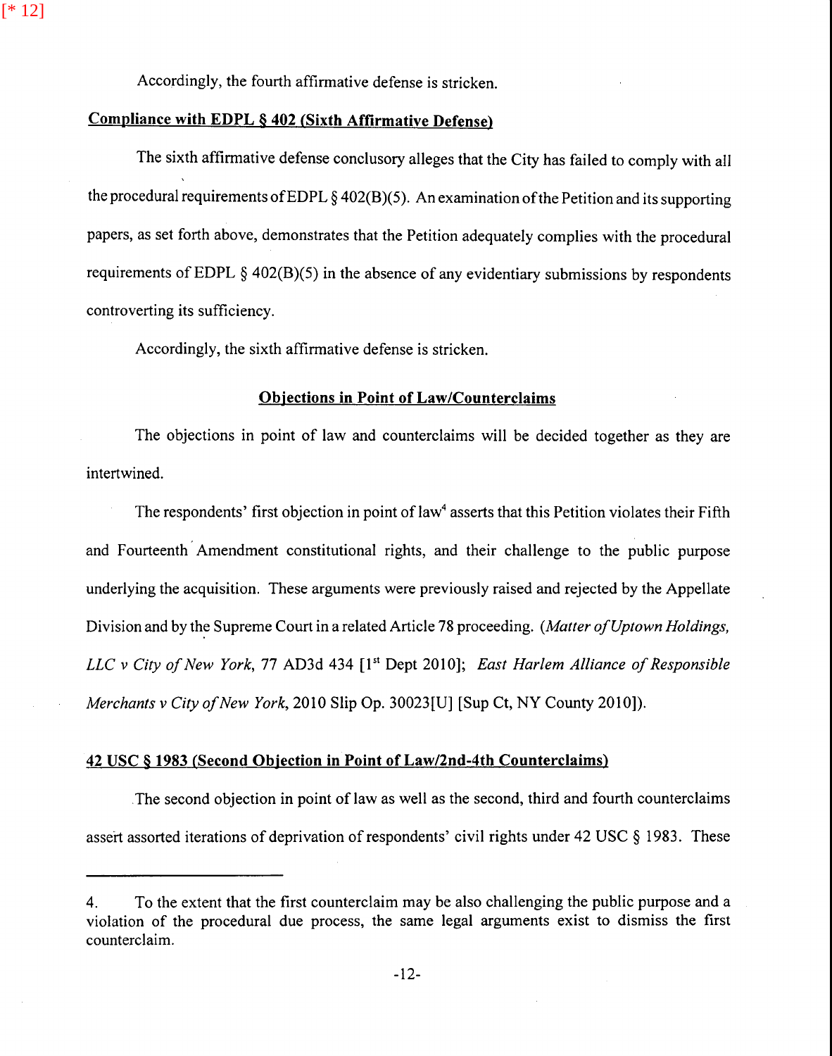Accordingly, the fourth affirmative defense is stricken.

**Compliance with EDPL § 402 (Sixth Affirmative Defense)**

The sixth affirmative defense conclusory alleges that the City has failed to comply with all the procedural requirements of EDPL § 402(B)(5). An examination of the Petition and its supporting papers, as set forth above, demonstrates that the Petition adequately complies with the procedural requirements of EDPL § 402(B)(5) in the absence of any evidentiary submissions by respondents controverting its sufficiency.

Accordingly, the sixth affirmative defense is stricken.

**Objections in Point of Law/Counterclaims**

The objections in point of law and counterclaims will be decided together as they are intertwined.

The respondents' first objection in point of law[4] asserts that this Petition violates their Fifth and Fourteenth Amendment constitutional rights, and their challenge to the public purpose underlying the acquisition. These arguments were previously raised and rejected by the Appellate Division and by the Supreme Court in a related Article 78 proceeding. (*Matter of Uptown Holdings, LLC v City of New York*, 77 AD3d 434 [1st Dept 2010]; *East Harlem Alliance of Responsible Merchants v City of New York*, 2010 Slip Op. 30023[U] [Sup Ct, NY County 2010]).

**42 USC § 1983 (Second Objection in Point of Law/2nd-4th Counterclaims)**

The second objection in point of law as well as the second, third and fourth counterclaims assert assorted iterations of deprivation of respondents' civil rights under 42 USC § 1983. These

---

4. To the extent that the first counterclaim may be also challenging the public purpose and a violation of the procedural due process, the same legal arguments exist to dismiss the first counterclaim.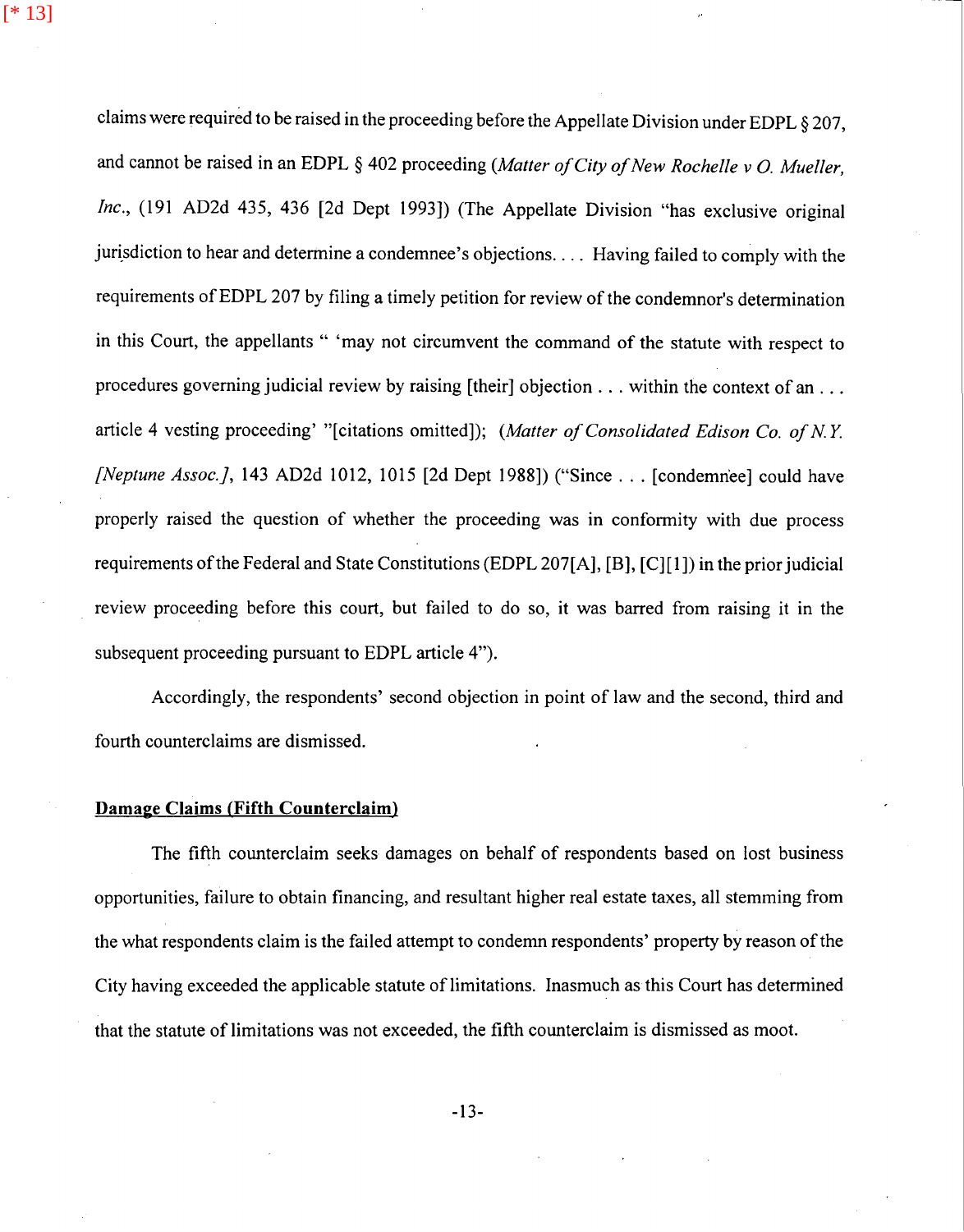claims were required to be raised in the proceeding before the Appellate Division under EDPL § 207, and cannot be raised in an EDPL § 402 proceeding (*Matter of City of New Rochelle v O. Mueller, Inc.*, (191 AD2d 435, 436 [2d Dept 1993]) (The Appellate Division "has exclusive original jurisdiction to hear and determine a condemnee's objections. . . . Having failed to comply with the requirements of EDPL 207 by filing a timely petition for review of the condemnor's determination in this Court, the appellants " 'may not circumvent the command of the statute with respect to procedures governing judicial review by raising [their] objection . . . within the context of an . . . article 4 vesting proceeding' "[citations omitted]); (*Matter of Consolidated Edison Co. of N.Y. [Neptune Assoc.]*, 143 AD2d 1012, 1015 [2d Dept 1988]) ("Since . . . [condemnee] could have properly raised the question of whether the proceeding was in conformity with due process requirements of the Federal and State Constitutions (EDPL 207[A], [B], [C][1]) in the prior judicial review proceeding before this court, but failed to do so, it was barred from raising it in the subsequent proceeding pursuant to EDPL article 4").

Accordingly, the respondents' second objection in point of law and the second, third and fourth counterclaims are dismissed.

**Damage Claims (Fifth Counterclaim)**

The fifth counterclaim seeks damages on behalf of respondents based on lost business opportunities, failure to obtain financing, and resultant higher real estate taxes, all stemming from the what respondents claim is the failed attempt to condemn respondents' property by reason of the City having exceeded the applicable statute of limitations. Inasmuch as this Court has determined that the statute of limitations was not exceeded, the fifth counterclaim is dismissed as moot.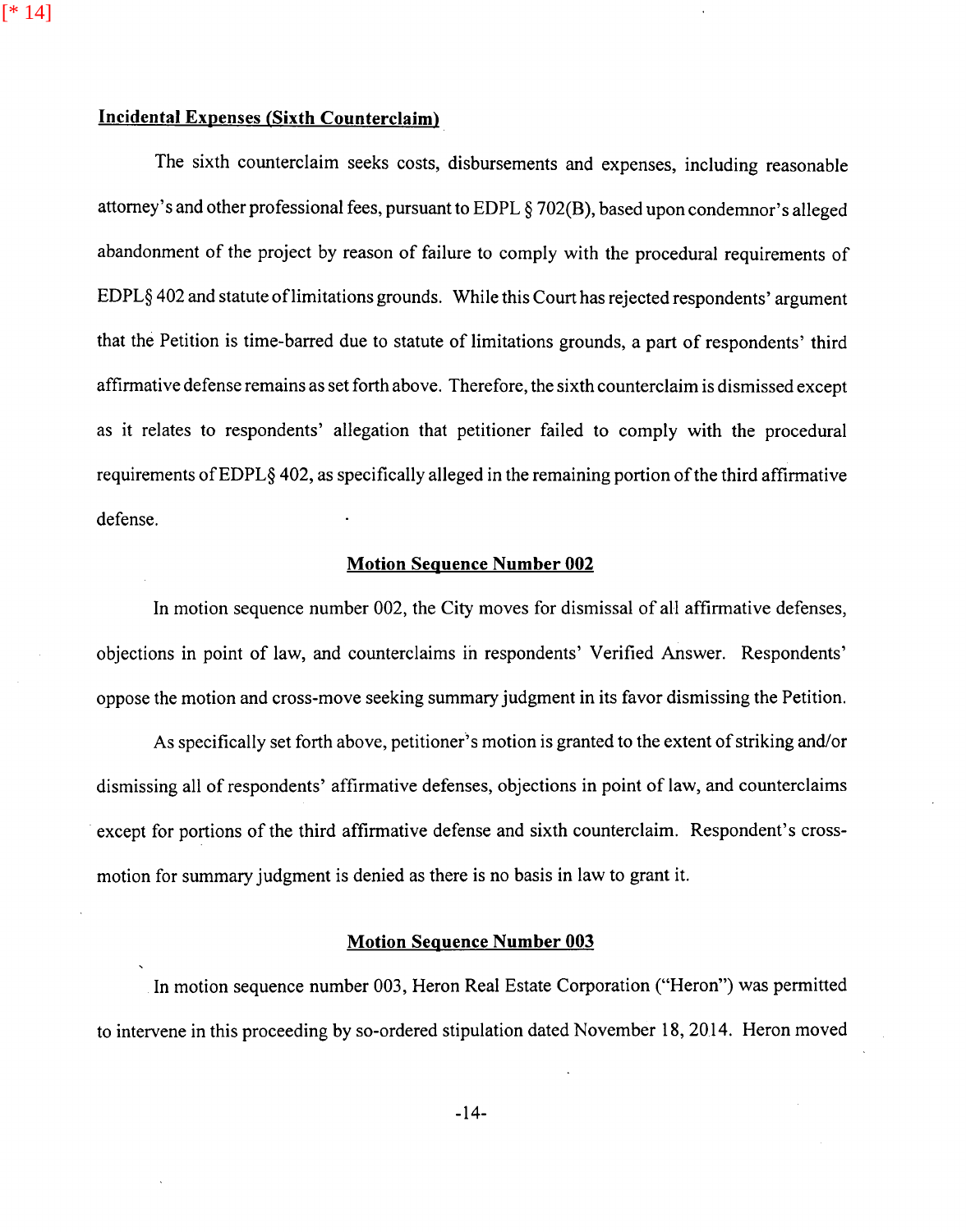**Incidental Expenses (Sixth Counterclaim)**

The sixth counterclaim seeks costs, disbursements and expenses, including reasonable attorney's and other professional fees, pursuant to EDPL § 702(B), based upon condemnor's alleged abandonment of the project by reason of failure to comply with the procedural requirements of EDPL§ 402 and statute of limitations grounds. While this Court has rejected respondents' argument that the Petition is time-barred due to statute of limitations grounds, a part of respondents' third affirmative defense remains as set forth above. Therefore, the sixth counterclaim is dismissed except as it relates to respondents' allegation that petitioner failed to comply with the procedural requirements of EDPL§ 402, as specifically alleged in the remaining portion of the third affirmative defense.

## Motion Sequence Number 002

In motion sequence number 002, the City moves for dismissal of all affirmative defenses, objections in point of law, and counterclaims in respondents' Verified Answer. Respondents' oppose the motion and cross-move seeking summary judgment in its favor dismissing the Petition.

As specifically set forth above, petitioner's motion is granted to the extent of striking and/or dismissing all of respondents' affirmative defenses, objections in point of law, and counterclaims except for portions of the third affirmative defense and sixth counterclaim. Respondent's cross-motion for summary judgment is denied as there is no basis in law to grant it.

## Motion Sequence Number 003

In motion sequence number 003, Heron Real Estate Corporation ("Heron") was permitted to intervene in this proceeding by so-ordered stipulation dated November 18, 2014. Heron moved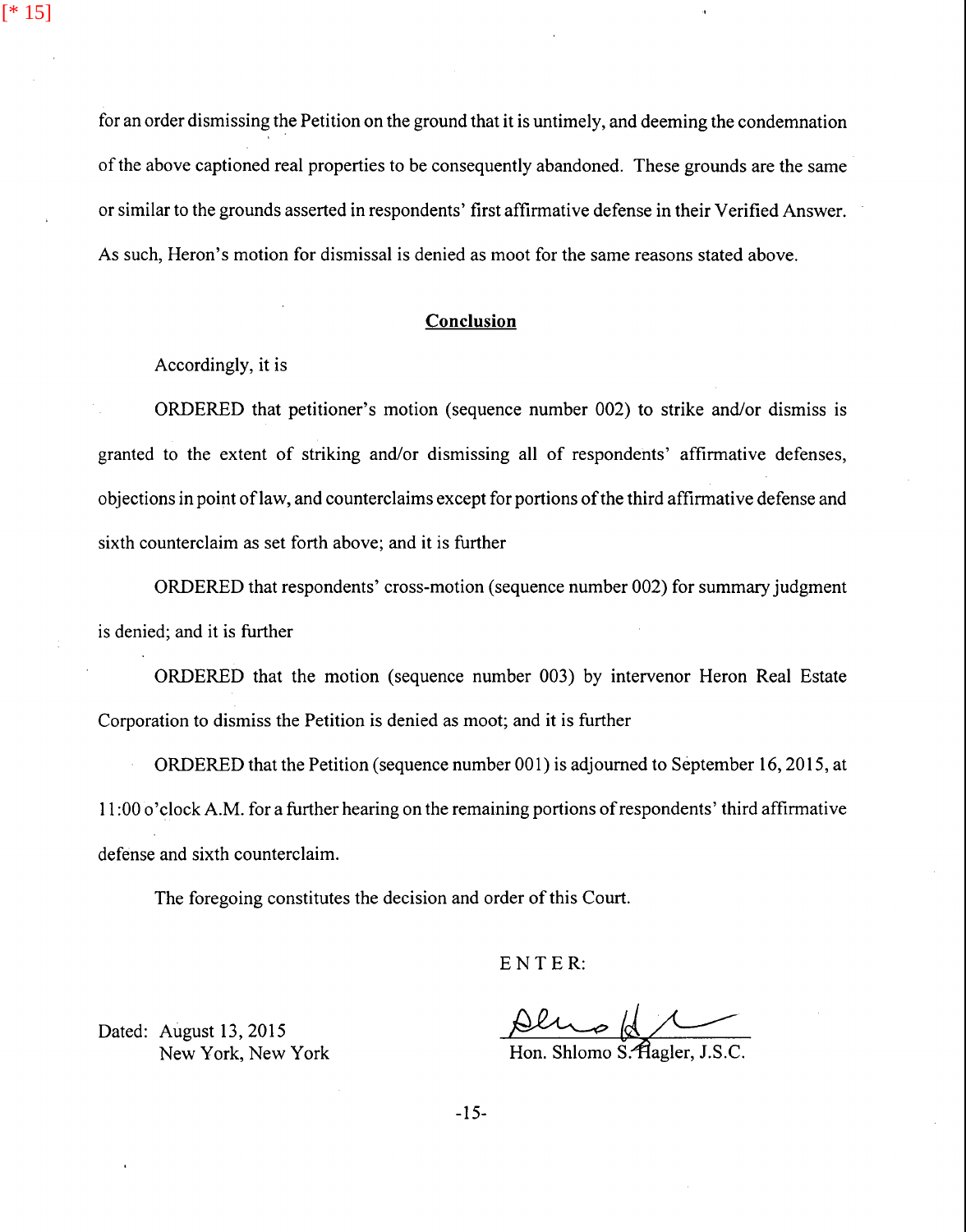for an order dismissing the Petition on the ground that it is untimely, and deeming the condemnation of the above captioned real properties to be consequently abandoned. These grounds are the same or similar to the grounds asserted in respondents' first affirmative defense in their Verified Answer. As such, Heron's motion for dismissal is denied as moot for the same reasons stated above.

## Conclusion

Accordingly, it is

ORDERED that petitioner's motion (sequence number 002) to strike and/or dismiss is granted to the extent of striking and/or dismissing all of respondents' affirmative defenses, objections in point of law, and counterclaims except for portions of the third affirmative defense and sixth counterclaim as set forth above; and it is further

ORDERED that respondents' cross-motion (sequence number 002) for summary judgment is denied; and it is further

ORDERED that the motion (sequence number 003) by intervenor Heron Real Estate Corporation to dismiss the Petition is denied as moot; and it is further

ORDERED that the Petition (sequence number 001) is adjourned to September 16, 2015, at 11:00 o'clock A.M. for a further hearing on the remaining portions of respondents' third affirmative defense and sixth counterclaim.

The foregoing constitutes the decision and order of this Court.

E N T E R:

Dated: August 13, 2015
New York, New York

Hon. Shlomo S. Hagler, J.S.C.